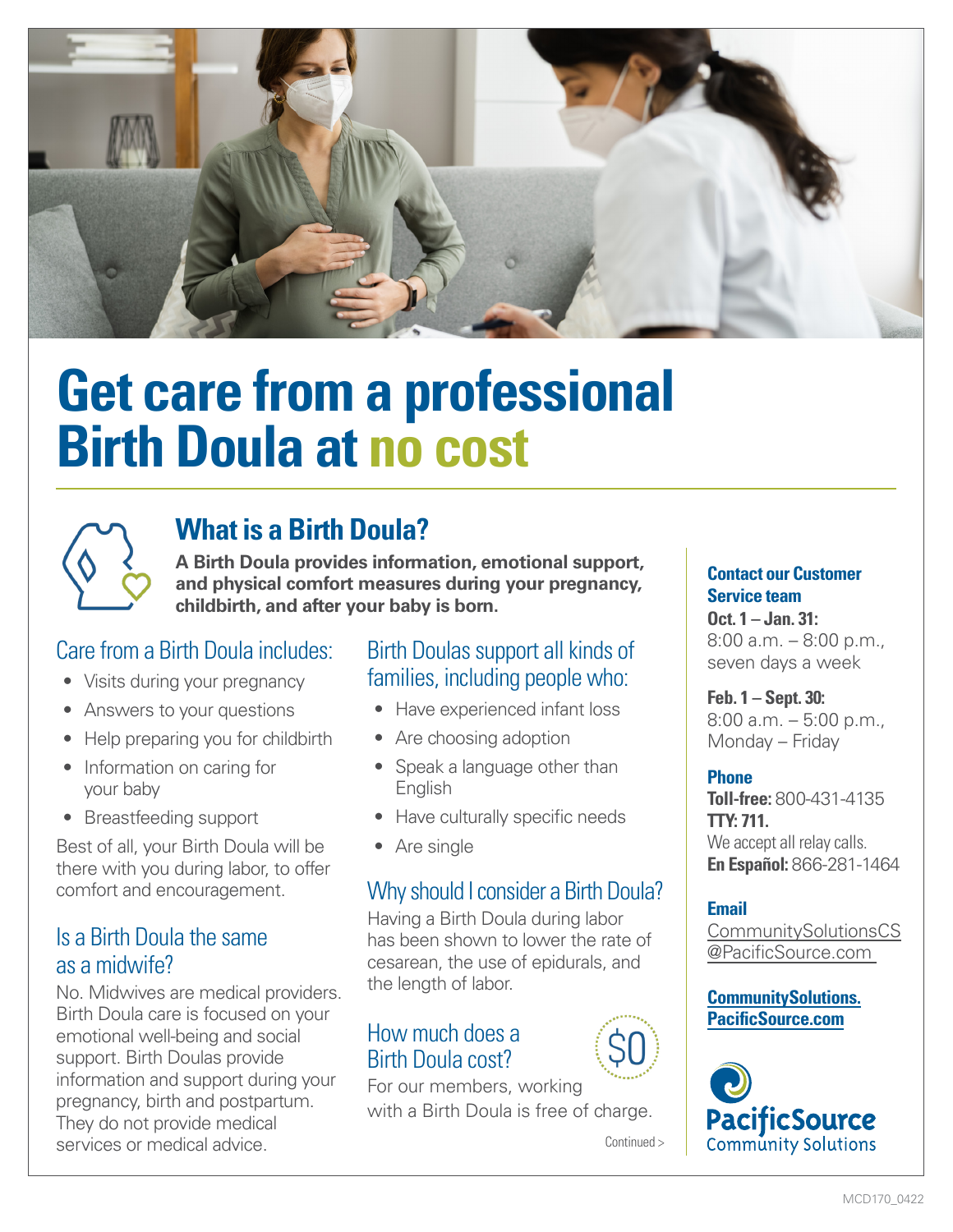# Get care from a professional Birth Doula at no cost

## What is a Birth Doula?

**A Birth Doula provides information, emotional support, and physical comfort measures during your pregnancy, childbirth, and after your baby is born.**

### Care from a Birth Doula includes:

- Visits during your pregnancy
- Answers to your questions
- Help preparing you for childbirth
- Information on caring for your baby
- Breastfeeding support

Best of all, your Birth Doula will be there with you during labor, to offer comfort and encouragement.

### Is a Birth Doula the same as a midwife?

No. Midwives are medical providers. Birth Doula care is focused on your emotional well-being and social support. Birth Doulas provide information and support during your pregnancy, birth and postpartum. They do not provide medical services or medical advice.

### Birth Doulas support all kinds of families, including people who:

- Have experienced infant loss
- Are choosing adoption
- Speak a language other than English
- Have culturally specific needs
- Are single

### Why should I consider a Birth Doula?

Having a Birth Doula during labor has been shown to lower the rate of cesarean, the use of epidurals, and the length of labor.

### How much does a Birth Doula cost?

$0

For our members, working with a Birth Doula is free of charge.

Continued >

**Contact our Customer Service team**

**Oct. 1 – Jan. 31:**
8:00 a.m. – 8:00 p.m., seven days a week

**Feb. 1 – Sept. 30:**
8:00 a.m. – 5:00 p.m., Monday – Friday

**Phone**
**Toll-free:** 800-431-4135
**TTY: 711.**
We accept all relay calls.
**En Español:** 866-281-1464

**Email**
CommunitySolutionsCS@PacificSource.com

**CommunitySolutions.PacificSource.com**

PacificSource Community Solutions

MCD170_0422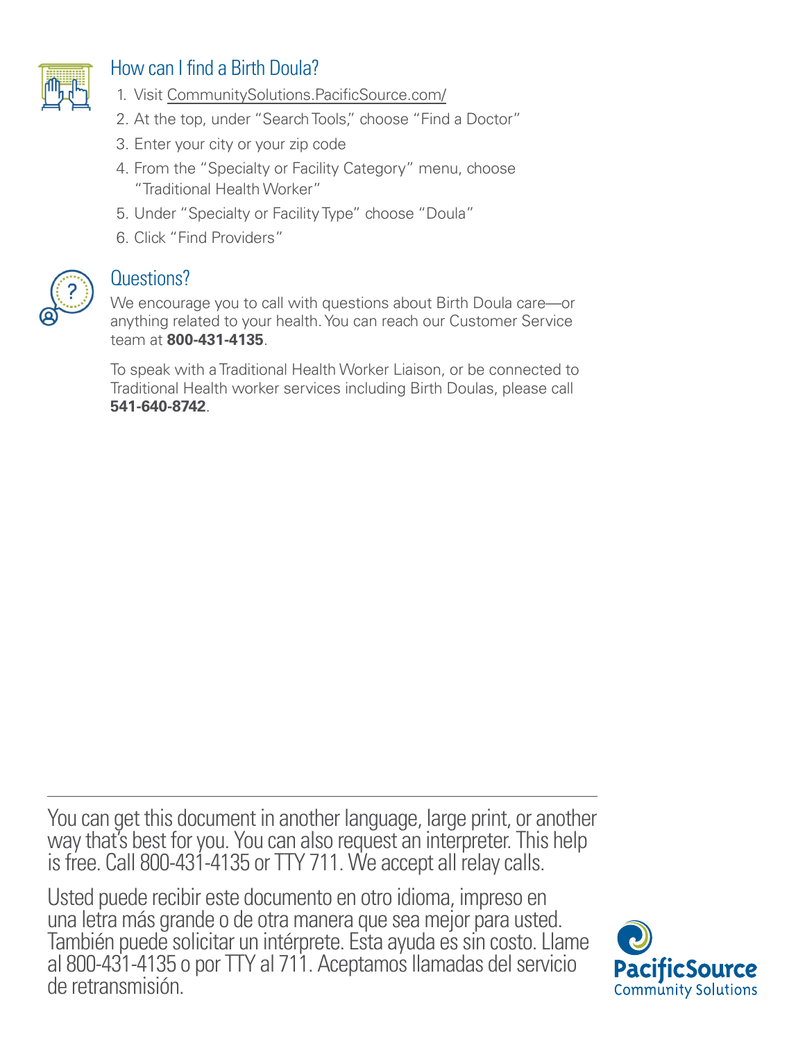## How can I find a Birth Doula?

1. Visit CommunitySolutions.PacificSource.com/
2. At the top, under "Search Tools," choose "Find a Doctor"
3. Enter your city or your zip code
4. From the "Specialty or Facility Category" menu, choose "Traditional Health Worker"
5. Under "Specialty or Facility Type" choose "Doula"
6. Click "Find Providers"

## Questions?

We encourage you to call with questions about Birth Doula care—or anything related to your health. You can reach our Customer Service team at **800-431-4135**.

To speak with a Traditional Health Worker Liaison, or be connected to Traditional Health worker services including Birth Doulas, please call **541-640-8742**.

---

You can get this document in another language, large print, or another way that's best for you. You can also request an interpreter. This help is free. Call 800-431-4135 or TTY 711. We accept all relay calls.

Usted puede recibir este documento en otro idioma, impreso en una letra más grande o de otra manera que sea mejor para usted. También puede solicitar un intérprete. Esta ayuda es sin costo. Llame al 800-431-4135 o por TTY al 711. Aceptamos llamadas del servicio de retransmisión.

PacificSource Community Solutions